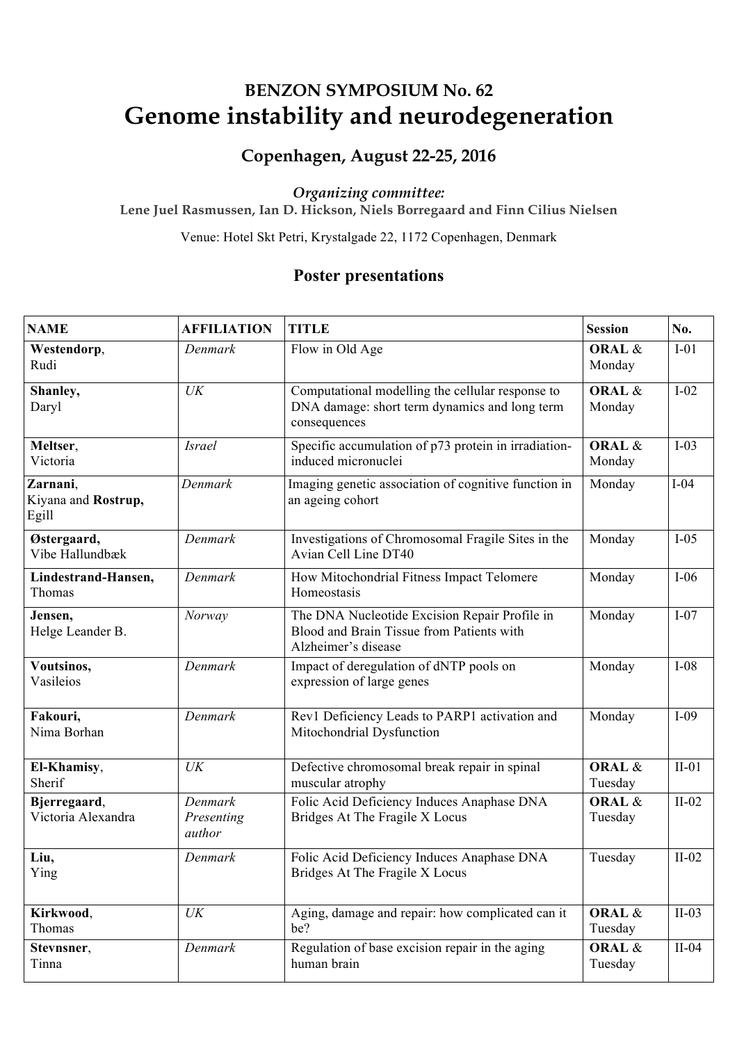# BENZON SYMPOSIUM No. 62

# Genome instability and neurodegeneration

## Copenhagen, August 22-25, 2016

*Organizing committee:*

**Lene Juel Rasmussen, Ian D. Hickson, Niels Borregaard and Finn Cilius Nielsen**

Venue: Hotel Skt Petri, Krystalgade 22, 1172 Copenhagen, Denmark

## Poster presentations

| NAME | AFFILIATION | TITLE | Session | No. |
|---|---|---|---|---|
| **Westendorp**, Rudi | *Denmark* | Flow in Old Age | **ORAL** & Monday | I-01 |
| **Shanley,** Daryl | *UK* | Computational modelling the cellular response to DNA damage: short term dynamics and long term consequences | **ORAL** & Monday | I-02 |
| **Meltser**, Victoria | *Israel* | Specific accumulation of p73 protein in irradiation-induced micronuclei | **ORAL** & Monday | I-03 |
| **Zarnani**, Kiyana and **Rostrup,** Egill | *Denmark* | Imaging genetic association of cognitive function in an ageing cohort | Monday | I-04 |
| **Østergaard,** Vibe Hallundbæk | *Denmark* | Investigations of Chromosomal Fragile Sites in the Avian Cell Line DT40 | Monday | I-05 |
| **Lindestrand-Hansen,** Thomas | *Denmark* | How Mitochondrial Fitness Impact Telomere Homeostasis | Monday | I-06 |
| **Jensen,** Helge Leander B. | *Norway* | The DNA Nucleotide Excision Repair Profile in Blood and Brain Tissue from Patients with Alzheimer's disease | Monday | I-07 |
| **Voutsinos,** Vasileios | *Denmark* | Impact of deregulation of dNTP pools on expression of large genes | Monday | I-08 |
| **Fakouri,** Nima Borhan | *Denmark* | Rev1 Deficiency Leads to PARP1 activation and Mitochondrial Dysfunction | Monday | I-09 |
| **El-Khamisy**, Sherif | *UK* | Defective chromosomal break repair in spinal muscular atrophy | **ORAL** & Tuesday | II-01 |
| **Bjerregaard**, Victoria Alexandra | *Denmark Presenting author* | Folic Acid Deficiency Induces Anaphase DNA Bridges At The Fragile X Locus | **ORAL** & Tuesday | II-02 |
| **Liu,** Ying | *Denmark* | Folic Acid Deficiency Induces Anaphase DNA Bridges At The Fragile X Locus | Tuesday | II-02 |
| **Kirkwood**, Thomas | *UK* | Aging, damage and repair: how complicated can it be? | **ORAL** & Tuesday | II-03 |
| **Stevnsner**, Tinna | *Denmark* | Regulation of base excision repair in the aging human brain | **ORAL** & Tuesday | II-04 |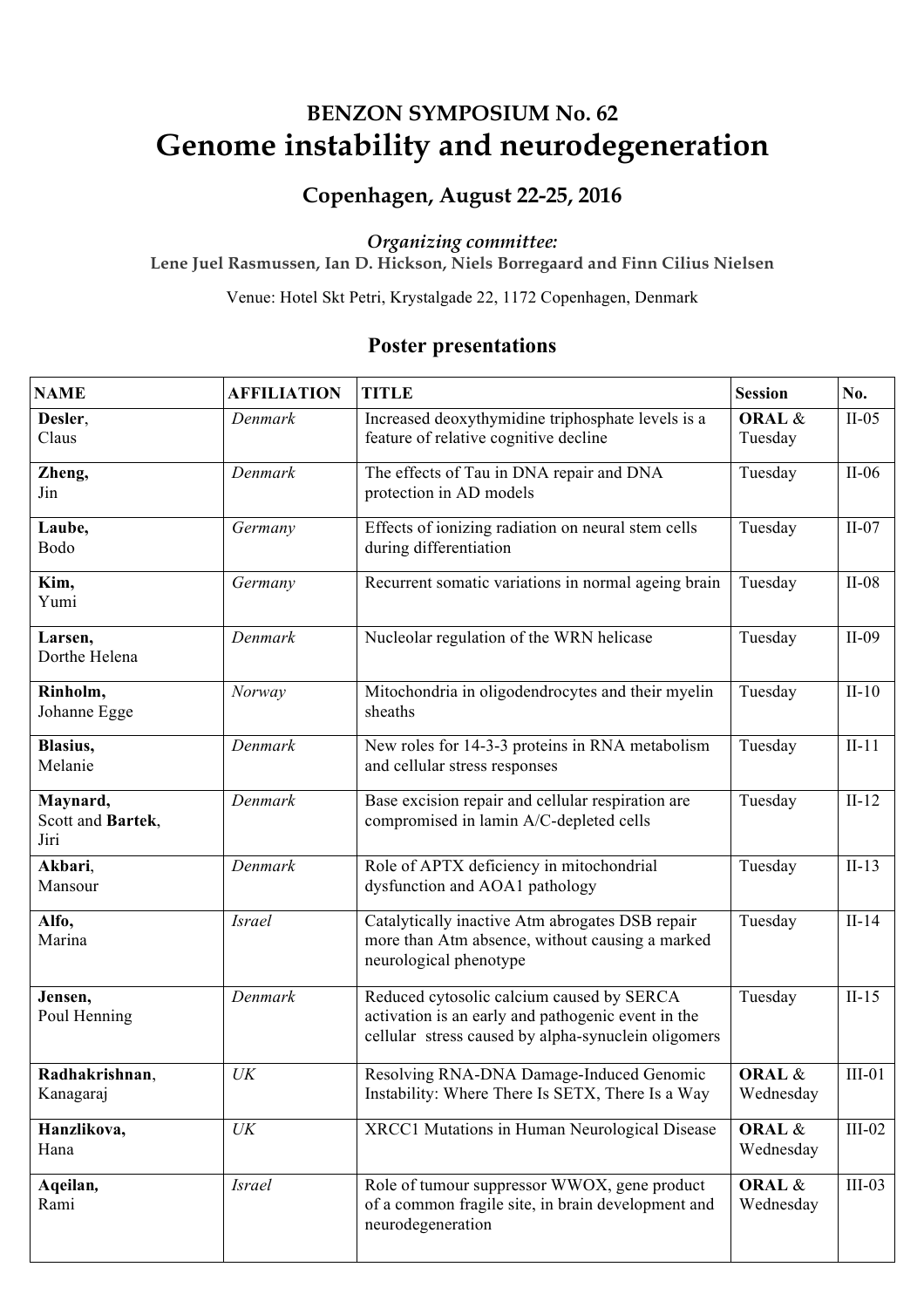# BENZON SYMPOSIUM No. 62

# Genome instability and neurodegeneration

## Copenhagen, August 22-25, 2016

***Organizing committee:***

**Lene Juel Rasmussen, Ian D. Hickson, Niels Borregaard and Finn Cilius Nielsen**

Venue: Hotel Skt Petri, Krystalgade 22, 1172 Copenhagen, Denmark

## Poster presentations

| NAME | AFFILIATION | TITLE | Session | No. |
|---|---|---|---|---|
| **Desler**, Claus | *Denmark* | Increased deoxythymidine triphosphate levels is a feature of relative cognitive decline | **ORAL** & Tuesday | II-05 |
| **Zheng,** Jin | *Denmark* | The effects of Tau in DNA repair and DNA protection in AD models | Tuesday | II-06 |
| **Laube,** Bodo | *Germany* | Effects of ionizing radiation on neural stem cells during differentiation | Tuesday | II-07 |
| **Kim,** Yumi | *Germany* | Recurrent somatic variations in normal ageing brain | Tuesday | II-08 |
| **Larsen,** Dorthe Helena | *Denmark* | Nucleolar regulation of the WRN helicase | Tuesday | II-09 |
| **Rinholm,** Johanne Egge | *Norway* | Mitochondria in oligodendrocytes and their myelin sheaths | Tuesday | II-10 |
| **Blasius,** Melanie | *Denmark* | New roles for 14-3-3 proteins in RNA metabolism and cellular stress responses | Tuesday | II-11 |
| **Maynard,** Scott and **Bartek**, Jiri | *Denmark* | Base excision repair and cellular respiration are compromised in lamin A/C-depleted cells | Tuesday | II-12 |
| **Akbari**, Mansour | *Denmark* | Role of APTX deficiency in mitochondrial dysfunction and AOA1 pathology | Tuesday | II-13 |
| **Alfo,** Marina | *Israel* | Catalytically inactive Atm abrogates DSB repair more than Atm absence, without causing a marked neurological phenotype | Tuesday | II-14 |
| **Jensen,** Poul Henning | *Denmark* | Reduced cytosolic calcium caused by SERCA activation is an early and pathogenic event in the cellular stress caused by alpha-synuclein oligomers | Tuesday | II-15 |
| **Radhakrishnan**, Kanagaraj | *UK* | Resolving RNA-DNA Damage-Induced Genomic Instability: Where There Is SETX, There Is a Way | **ORAL** & Wednesday | III-01 |
| **Hanzlikova,** Hana | *UK* | XRCC1 Mutations in Human Neurological Disease | **ORAL** & Wednesday | III-02 |
| **Aqeilan,** Rami | *Israel* | Role of tumour suppressor WWOX, gene product of a common fragile site, in brain development and neurodegeneration | **ORAL** & Wednesday | III-03 |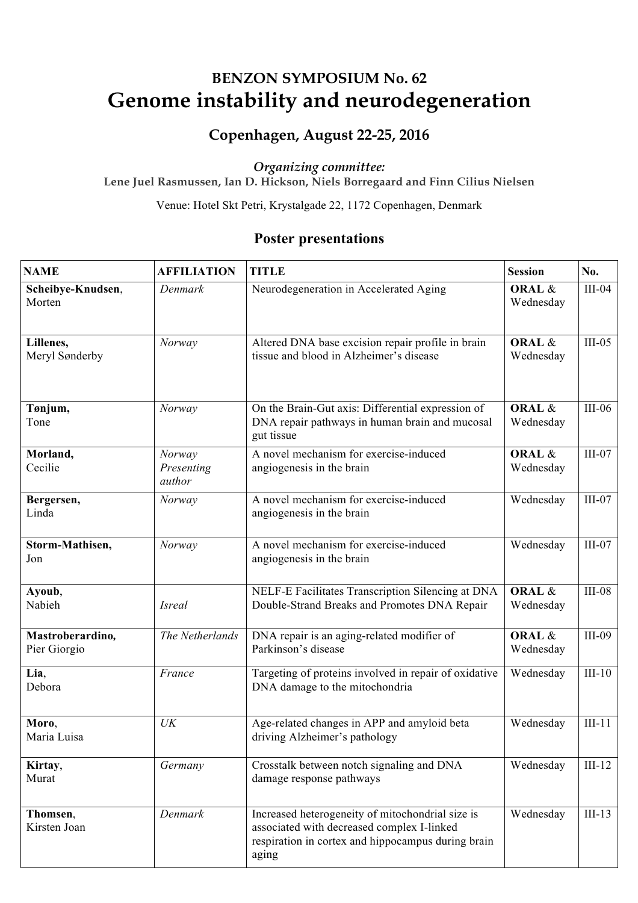### BENZON SYMPOSIUM No. 62

# Genome instability and neurodegeneration

## Copenhagen, August 22-25, 2016

*Organizing committee:*
**Lene Juel Rasmussen, Ian D. Hickson, Niels Borregaard and Finn Cilius Nielsen**

Venue: Hotel Skt Petri, Krystalgade 22, 1172 Copenhagen, Denmark

## Poster presentations

| NAME | AFFILIATION | TITLE | Session | No. |
|---|---|---|---|---|
| **Scheibye-Knudsen**, Morten | *Denmark* | Neurodegeneration in Accelerated Aging | **ORAL** & Wednesday | III-04 |
| **Lillenes,** Meryl Sønderby | *Norway* | Altered DNA base excision repair profile in brain tissue and blood in Alzheimer's disease | **ORAL** & Wednesday | III-05 |
| **Tønjum,** Tone | *Norway* | On the Brain-Gut axis: Differential expression of DNA repair pathways in human brain and mucosal gut tissue | **ORAL** & Wednesday | III-06 |
| **Morland,** Cecilie | *Norway Presenting author* | A novel mechanism for exercise-induced angiogenesis in the brain | **ORAL** & Wednesday | III-07 |
| **Bergersen,** Linda | *Norway* | A novel mechanism for exercise-induced angiogenesis in the brain | Wednesday | III-07 |
| **Storm-Mathisen,** Jon | *Norway* | A novel mechanism for exercise-induced angiogenesis in the brain | Wednesday | III-07 |
| **Ayoub**, Nabieh | *Isreal* | NELF-E Facilitates Transcription Silencing at DNA Double-Strand Breaks and Promotes DNA Repair | **ORAL** & Wednesday | III-08 |
| **Mastroberardino,** Pier Giorgio | *The Netherlands* | DNA repair is an aging-related modifier of Parkinson's disease | **ORAL** & Wednesday | III-09 |
| **Lia**, Debora | *France* | Targeting of proteins involved in repair of oxidative DNA damage to the mitochondria | Wednesday | III-10 |
| **Moro**, Maria Luisa | *UK* | Age-related changes in APP and amyloid beta driving Alzheimer's pathology | Wednesday | III-11 |
| **Kirtay**, Murat | *Germany* | Crosstalk between notch signaling and DNA damage response pathways | Wednesday | III-12 |
| **Thomsen**, Kirsten Joan | *Denmark* | Increased heterogeneity of mitochondrial size is associated with decreased complex I-linked respiration in cortex and hippocampus during brain aging | Wednesday | III-13 |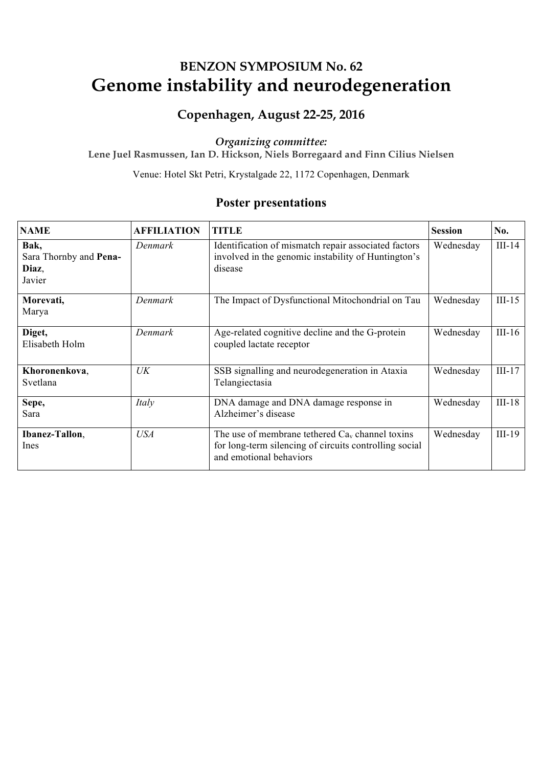## BENZON SYMPOSIUM No. 62

# Genome instability and neurodegeneration

### Copenhagen, August 22-25, 2016

***Organizing committee:***

**Lene Juel Rasmussen, Ian D. Hickson, Niels Borregaard and Finn Cilius Nielsen**

Venue: Hotel Skt Petri, Krystalgade 22, 1172 Copenhagen, Denmark

### Poster presentations

| NAME | AFFILIATION | TITLE | Session | No. |
|---|---|---|---|---|
| **Bak,** Sara Thornby and **Pena-Diaz**, Javier | *Denmark* | Identification of mismatch repair associated factors involved in the genomic instability of Huntington's disease | Wednesday | III-14 |
| **Morevati,** Marya | *Denmark* | The Impact of Dysfunctional Mitochondrial on Tau | Wednesday | III-15 |
| **Diget,** Elisabeth Holm | *Denmark* | Age-related cognitive decline and the G-protein coupled lactate receptor | Wednesday | III-16 |
| **Khoronenkova**, Svetlana | *UK* | SSB signalling and neurodegeneration in Ataxia Telangiectasia | Wednesday | III-17 |
| **Sepe,** Sara | *Italy* | DNA damage and DNA damage response in Alzheimer's disease | Wednesday | III-18 |
| **Ibanez-Tallon**, Ines | *USA* | The use of membrane tethered $Ca_v$ channel toxins for long-term silencing of circuits controlling social and emotional behaviors | Wednesday | III-19 |